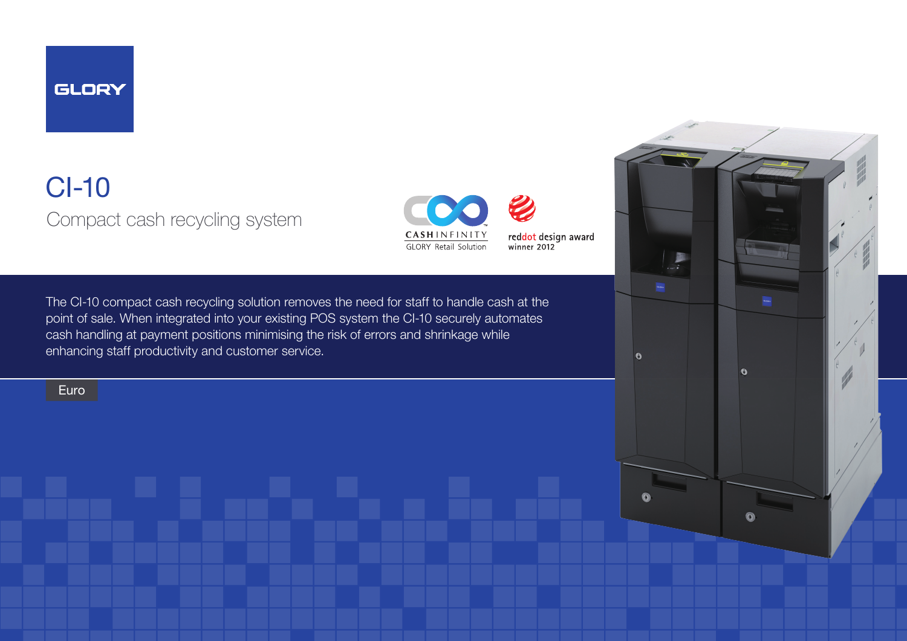GLORY

# CI-10

## Compact cash recycling system

CASHINFINITY
GLORY Retail Solution

reddot design award
winner 2012

The CI-10 compact cash recycling solution removes the need for staff to handle cash at the point of sale. When integrated into your existing POS system the CI-10 securely automates cash handling at payment positions minimising the risk of errors and shrinkage while enhancing staff productivity and customer service.

Euro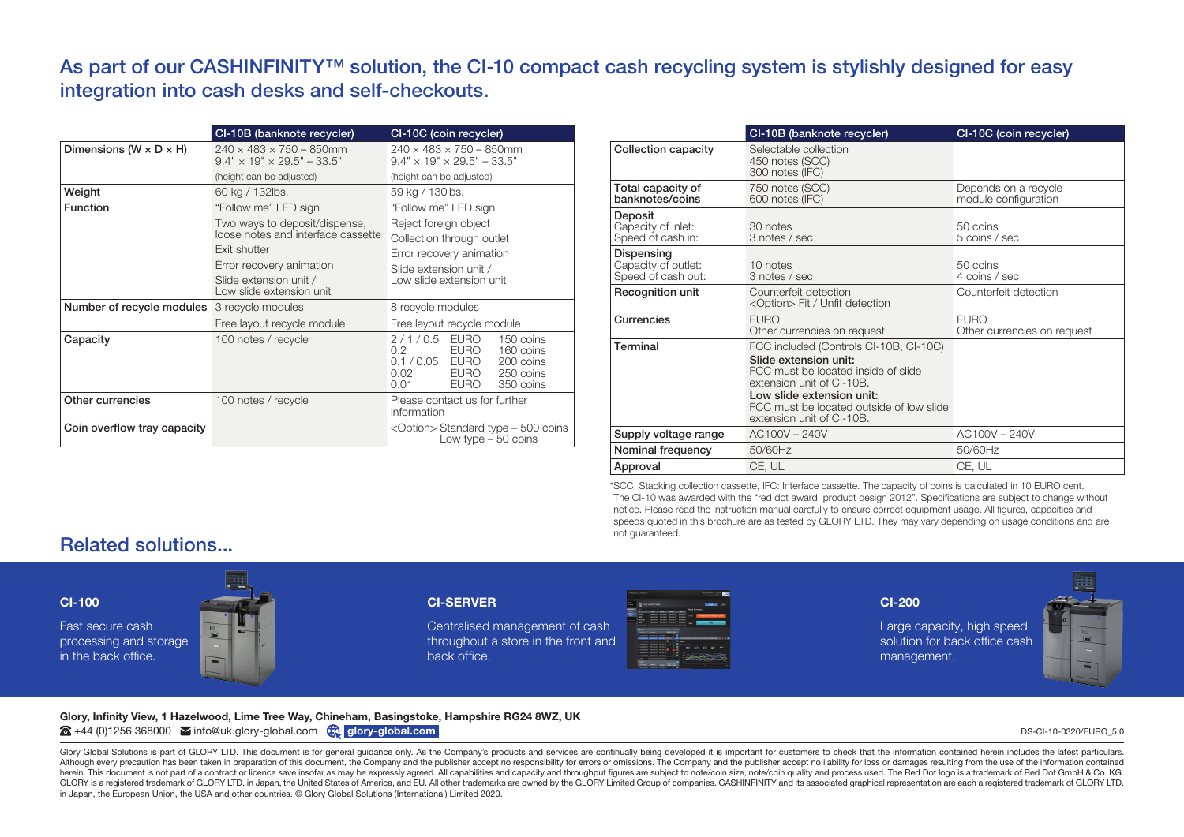## As part of our CASHINFINITY™ solution, the CI-10 compact cash recycling system is stylishly designed for easy integration into cash desks and self-checkouts.

| | CI-10B (banknote recycler) | CI-10C (coin recycler) |
|---|---|---|
| Dimensions (W × D × H) | 240 × 483 × 750 – 850mm<br>9.4" × 19" × 29.5" – 33.5"<br>(height can be adjusted) | 240 × 483 × 750 – 850mm<br>9.4" × 19" × 29.5" – 33.5"<br>(height can be adjusted) |
| Weight | 60 kg / 132lbs. | 59 kg / 130lbs. |
| Function | "Follow me" LED sign<br>Two ways to deposit/dispense, loose notes and interface cassette<br>Exit shutter<br>Error recovery animation<br>Slide extension unit / Low slide extension unit | "Follow me" LED sign<br>Reject foreign object<br>Collection through outlet<br>Error recovery animation<br>Slide extension unit / Low slide extension unit |
| Number of recycle modules | 3 recycle modules<br>Free layout recycle module | 8 recycle modules<br>Free layout recycle module |
| Capacity | 100 notes / recycle | 2 / 1 / 0.5 EURO 150 coins<br>0.2 EURO 160 coins<br>0.1 / 0.05 EURO 200 coins<br>0.02 EURO 250 coins<br>0.01 EURO 350 coins |
| Other currencies | 100 notes / recycle | Please contact us for further information |
| Coin overflow tray capacity | | <Option> Standard type – 500 coins<br>Low type – 50 coins |

| | CI-10B (banknote recycler) | CI-10C (coin recycler) |
|---|---|---|
| Collection capacity | Selectable collection<br>450 notes (SCC)<br>300 notes (IFC) | |
| Total capacity of banknotes/coins | 750 notes (SCC)<br>600 notes (IFC) | Depends on a recycle module configuration |
| **Deposit**<br>Capacity of inlet:<br>Speed of cash in: | 30 notes<br>3 notes / sec | 50 coins<br>5 coins / sec |
| **Dispensing**<br>Capacity of outlet:<br>Speed of cash out: | 10 notes<br>3 notes / sec | 50 coins<br>4 coins / sec |
| Recognition unit | Counterfeit detection<br><Option> Fit / Unfit detection | Counterfeit detection |
| Currencies | EURO<br>Other currencies on request | EURO<br>Other currencies on request |
| Terminal | FCC included (Controls CI-10B, CI-10C)<br>**Slide extension unit:**<br>FCC must be located inside of slide extension unit of CI-10B.<br>**Low slide extension unit:**<br>FCC must be located outside of low slide extension unit of CI-10B. | |
| Supply voltage range | AC100V – 240V | AC100V – 240V |
| Nominal frequency | 50/60Hz | 50/60Hz |
| Approval | CE, UL | CE, UL |

*SCC: Stacking collection cassette, IFC: Interface cassette. The capacity of coins is calculated in 10 EURO cent. The CI-10 was awarded with the "red dot award: product design 2012". Specifications are subject to change without notice. Please read the instruction manual carefully to ensure correct equipment usage. All figures, capacities and speeds quoted in this brochure are as tested by GLORY LTD. They may vary depending on usage conditions and are not guaranteed.

## Related solutions...

**CI-100**

Fast secure cash processing and storage in the back office.

**CI-SERVER**

Centralised management of cash throughout a store in the front and back office.

**CI-200**

Large capacity, high speed solution for back office cash management.

**Glory, Infinity View, 1 Hazelwood, Lime Tree Way, Chineham, Basingstoke, Hampshire RG24 8WZ, UK**

+44 (0)1256 368000 info@uk.glory-global.com **glory-global.com**

DS-CI-10-0320/EURO_5.0

Glory Global Solutions is part of GLORY LTD. This document is for general guidance only. As the Company's products and services are continually being developed it is important for customers to check that the information contained herein includes the latest particulars. Although every precaution has been taken in preparation of this document, the Company and the publisher accept no responsibility for errors or omissions. The Company and the publisher accept no liability for loss or damages resulting from the use of the information contained herein. This document is not part of a contract or licence save insofar as may be expressly agreed. All capabilities and capacity and throughput figures are subject to note/coin size, note/coin quality and process used. The Red Dot logo is a trademark of Red Dot GmbH & Co. KG. GLORY is a registered trademark of GLORY LTD. in Japan, the United States of America, and EU. All other trademarks are owned by the GLORY Limited Group of companies. CASHINFINITY and its associated graphical representation are each a registered trademark of GLORY LTD. in Japan, the European Union, the USA and other countries. © Glory Global Solutions (International) Limited 2020.